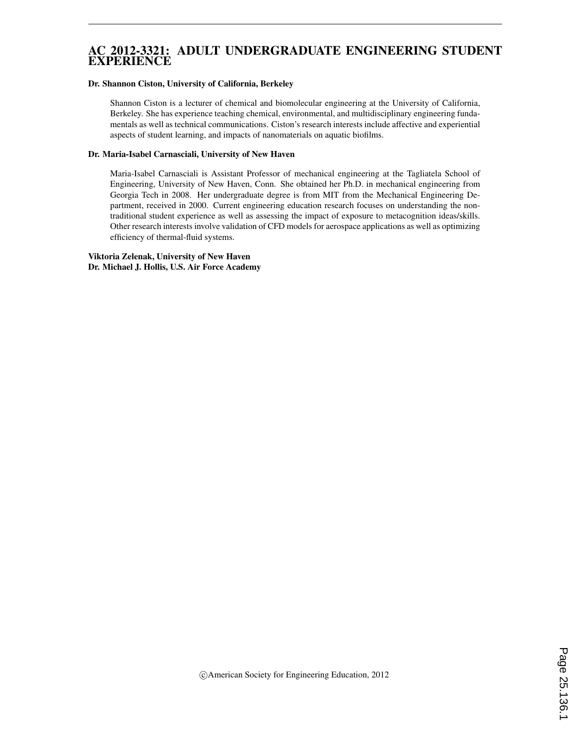# AC 2012-3321: ADULT UNDERGRADUATE ENGINEERING STUDENT EXPERIENCE

**Dr. Shannon Ciston, University of California, Berkeley**

Shannon Ciston is a lecturer of chemical and biomolecular engineering at the University of California, Berkeley. She has experience teaching chemical, environmental, and multidisciplinary engineering fundamentals as well as technical communications. Ciston's research interests include affective and experiential aspects of student learning, and impacts of nanomaterials on aquatic biofilms.

**Dr. Maria-Isabel Carnasciali, University of New Haven**

Maria-Isabel Carnasciali is Assistant Professor of mechanical engineering at the Tagliatela School of Engineering, University of New Haven, Conn. She obtained her Ph.D. in mechanical engineering from Georgia Tech in 2008. Her undergraduate degree is from MIT from the Mechanical Engineering Department, received in 2000. Current engineering education research focuses on understanding the non-traditional student experience as well as assessing the impact of exposure to metacognition ideas/skills. Other research interests involve validation of CFD models for aerospace applications as well as optimizing efficiency of thermal-fluid systems.

**Viktoria Zelenak, University of New Haven**
**Dr. Michael J. Hollis, U.S. Air Force Academy**

©American Society for Engineering Education, 2012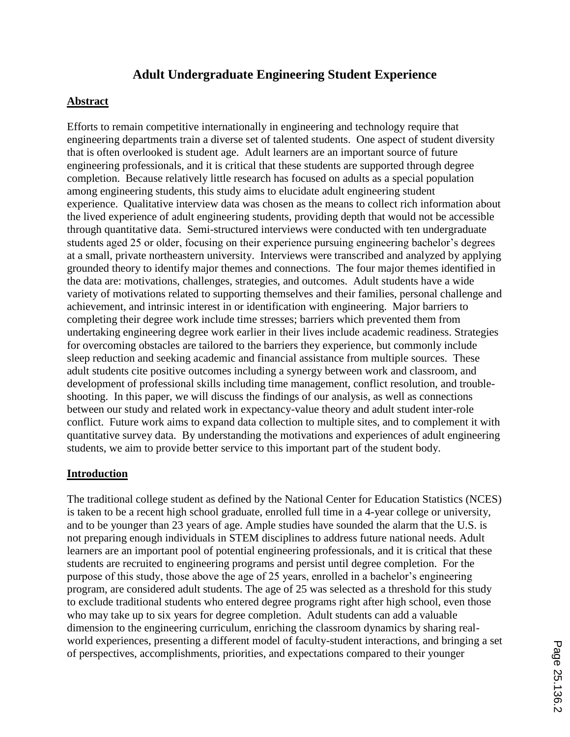# Adult Undergraduate Engineering Student Experience

## Abstract

Efforts to remain competitive internationally in engineering and technology require that engineering departments train a diverse set of talented students. One aspect of student diversity that is often overlooked is student age. Adult learners are an important source of future engineering professionals, and it is critical that these students are supported through degree completion. Because relatively little research has focused on adults as a special population among engineering students, this study aims to elucidate adult engineering student experience. Qualitative interview data was chosen as the means to collect rich information about the lived experience of adult engineering students, providing depth that would not be accessible through quantitative data. Semi-structured interviews were conducted with ten undergraduate students aged 25 or older, focusing on their experience pursuing engineering bachelor's degrees at a small, private northeastern university. Interviews were transcribed and analyzed by applying grounded theory to identify major themes and connections. The four major themes identified in the data are: motivations, challenges, strategies, and outcomes. Adult students have a wide variety of motivations related to supporting themselves and their families, personal challenge and achievement, and intrinsic interest in or identification with engineering. Major barriers to completing their degree work include time stresses; barriers which prevented them from undertaking engineering degree work earlier in their lives include academic readiness. Strategies for overcoming obstacles are tailored to the barriers they experience, but commonly include sleep reduction and seeking academic and financial assistance from multiple sources. These adult students cite positive outcomes including a synergy between work and classroom, and development of professional skills including time management, conflict resolution, and trouble-shooting. In this paper, we will discuss the findings of our analysis, as well as connections between our study and related work in expectancy-value theory and adult student inter-role conflict. Future work aims to expand data collection to multiple sites, and to complement it with quantitative survey data. By understanding the motivations and experiences of adult engineering students, we aim to provide better service to this important part of the student body.

## Introduction

The traditional college student as defined by the National Center for Education Statistics (NCES) is taken to be a recent high school graduate, enrolled full time in a 4-year college or university, and to be younger than 23 years of age. Ample studies have sounded the alarm that the U.S. is not preparing enough individuals in STEM disciplines to address future national needs. Adult learners are an important pool of potential engineering professionals, and it is critical that these students are recruited to engineering programs and persist until degree completion. For the purpose of this study, those above the age of 25 years, enrolled in a bachelor's engineering program, are considered adult students. The age of 25 was selected as a threshold for this study to exclude traditional students who entered degree programs right after high school, even those who may take up to six years for degree completion. Adult students can add a valuable dimension to the engineering curriculum, enriching the classroom dynamics by sharing real-world experiences, presenting a different model of faculty-student interactions, and bringing a set of perspectives, accomplishments, priorities, and expectations compared to their younger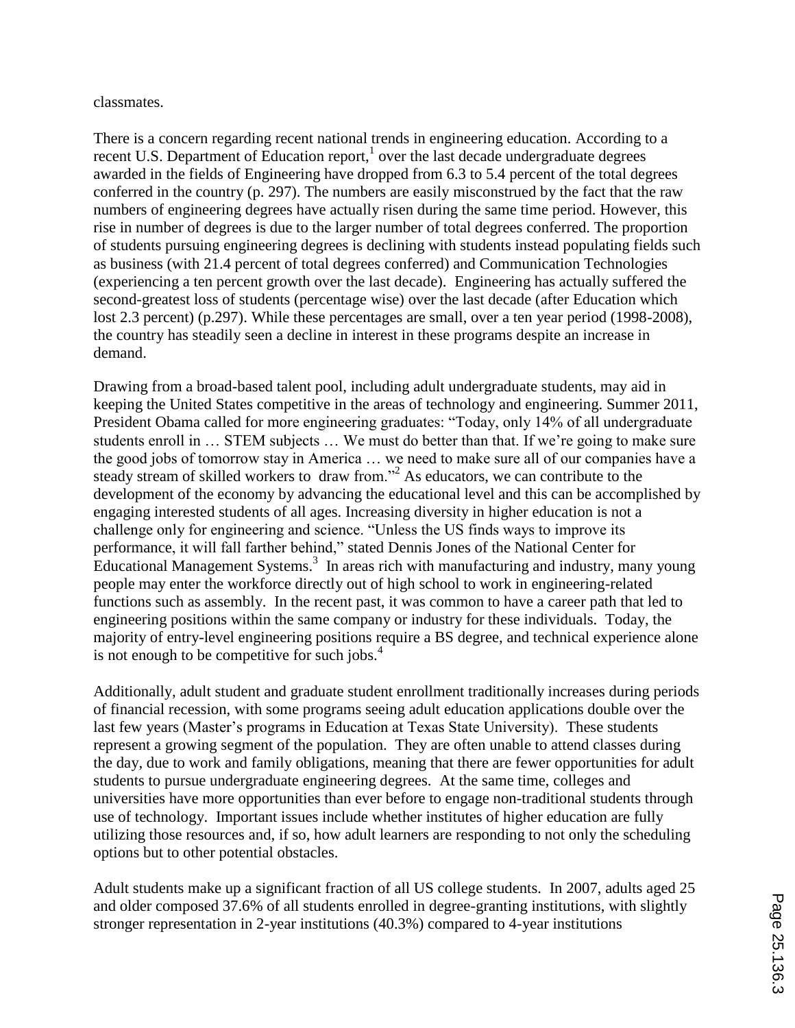classmates.

There is a concern regarding recent national trends in engineering education. According to a recent U.S. Department of Education report,[1] over the last decade undergraduate degrees awarded in the fields of Engineering have dropped from 6.3 to 5.4 percent of the total degrees conferred in the country (p. 297). The numbers are easily misconstrued by the fact that the raw numbers of engineering degrees have actually risen during the same time period. However, this rise in number of degrees is due to the larger number of total degrees conferred. The proportion of students pursuing engineering degrees is declining with students instead populating fields such as business (with 21.4 percent of total degrees conferred) and Communication Technologies (experiencing a ten percent growth over the last decade). Engineering has actually suffered the second-greatest loss of students (percentage wise) over the last decade (after Education which lost 2.3 percent) (p.297). While these percentages are small, over a ten year period (1998-2008), the country has steadily seen a decline in interest in these programs despite an increase in demand.

Drawing from a broad-based talent pool, including adult undergraduate students, may aid in keeping the United States competitive in the areas of technology and engineering. Summer 2011, President Obama called for more engineering graduates: "Today, only 14% of all undergraduate students enroll in … STEM subjects … We must do better than that. If we're going to make sure the good jobs of tomorrow stay in America … we need to make sure all of our companies have a steady stream of skilled workers to draw from."[2] As educators, we can contribute to the development of the economy by advancing the educational level and this can be accomplished by engaging interested students of all ages. Increasing diversity in higher education is not a challenge only for engineering and science. "Unless the US finds ways to improve its performance, it will fall farther behind," stated Dennis Jones of the National Center for Educational Management Systems.[3] In areas rich with manufacturing and industry, many young people may enter the workforce directly out of high school to work in engineering-related functions such as assembly. In the recent past, it was common to have a career path that led to engineering positions within the same company or industry for these individuals. Today, the majority of entry-level engineering positions require a BS degree, and technical experience alone is not enough to be competitive for such jobs.[4]

Additionally, adult student and graduate student enrollment traditionally increases during periods of financial recession, with some programs seeing adult education applications double over the last few years (Master's programs in Education at Texas State University). These students represent a growing segment of the population. They are often unable to attend classes during the day, due to work and family obligations, meaning that there are fewer opportunities for adult students to pursue undergraduate engineering degrees. At the same time, colleges and universities have more opportunities than ever before to engage non-traditional students through use of technology. Important issues include whether institutes of higher education are fully utilizing those resources and, if so, how adult learners are responding to not only the scheduling options but to other potential obstacles.

Adult students make up a significant fraction of all US college students. In 2007, adults aged 25 and older composed 37.6% of all students enrolled in degree-granting institutions, with slightly stronger representation in 2-year institutions (40.3%) compared to 4-year institutions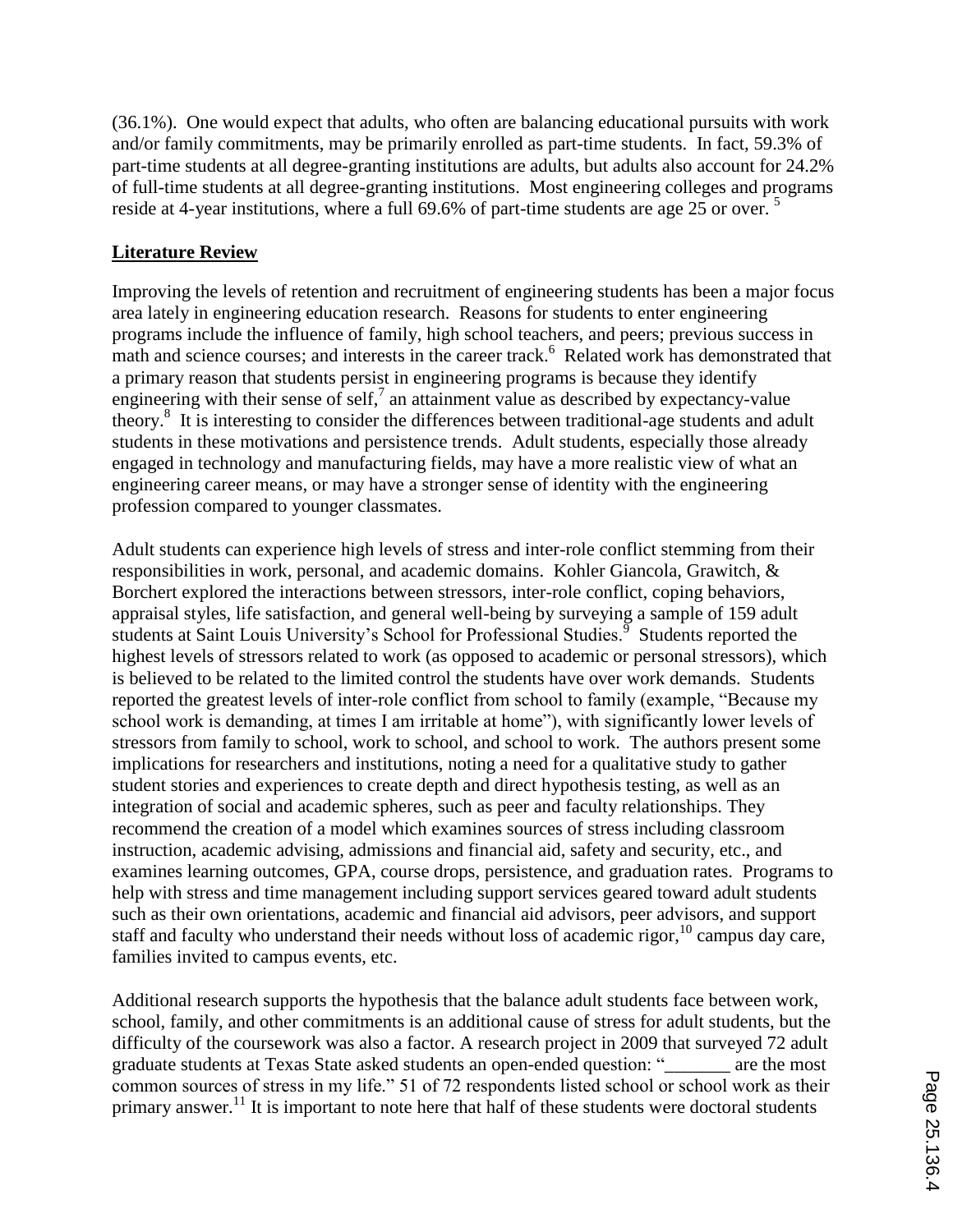(36.1%). One would expect that adults, who often are balancing educational pursuits with work and/or family commitments, may be primarily enrolled as part-time students. In fact, 59.3% of part-time students at all degree-granting institutions are adults, but adults also account for 24.2% of full-time students at all degree-granting institutions. Most engineering colleges and programs reside at 4-year institutions, where a full 69.6% of part-time students are age 25 or over. [5]

## Literature Review

Improving the levels of retention and recruitment of engineering students has been a major focus area lately in engineering education research. Reasons for students to enter engineering programs include the influence of family, high school teachers, and peers; previous success in math and science courses; and interests in the career track.[6] Related work has demonstrated that a primary reason that students persist in engineering programs is because they identify engineering with their sense of self,[7] an attainment value as described by expectancy-value theory.[8] It is interesting to consider the differences between traditional-age students and adult students in these motivations and persistence trends. Adult students, especially those already engaged in technology and manufacturing fields, may have a more realistic view of what an engineering career means, or may have a stronger sense of identity with the engineering profession compared to younger classmates.

Adult students can experience high levels of stress and inter-role conflict stemming from their responsibilities in work, personal, and academic domains. Kohler Giancola, Grawitch, & Borchert explored the interactions between stressors, inter-role conflict, coping behaviors, appraisal styles, life satisfaction, and general well-being by surveying a sample of 159 adult students at Saint Louis University's School for Professional Studies.[9] Students reported the highest levels of stressors related to work (as opposed to academic or personal stressors), which is believed to be related to the limited control the students have over work demands. Students reported the greatest levels of inter-role conflict from school to family (example, "Because my school work is demanding, at times I am irritable at home"), with significantly lower levels of stressors from family to school, work to school, and school to work. The authors present some implications for researchers and institutions, noting a need for a qualitative study to gather student stories and experiences to create depth and direct hypothesis testing, as well as an integration of social and academic spheres, such as peer and faculty relationships. They recommend the creation of a model which examines sources of stress including classroom instruction, academic advising, admissions and financial aid, safety and security, etc., and examines learning outcomes, GPA, course drops, persistence, and graduation rates. Programs to help with stress and time management including support services geared toward adult students such as their own orientations, academic and financial aid advisors, peer advisors, and support staff and faculty who understand their needs without loss of academic rigor,[10] campus day care, families invited to campus events, etc.

Additional research supports the hypothesis that the balance adult students face between work, school, family, and other commitments is an additional cause of stress for adult students, but the difficulty of the coursework was also a factor. A research project in 2009 that surveyed 72 adult graduate students at Texas State asked students an open-ended question: "_______ are the most common sources of stress in my life." 51 of 72 respondents listed school or school work as their primary answer.[11] It is important to note here that half of these students were doctoral students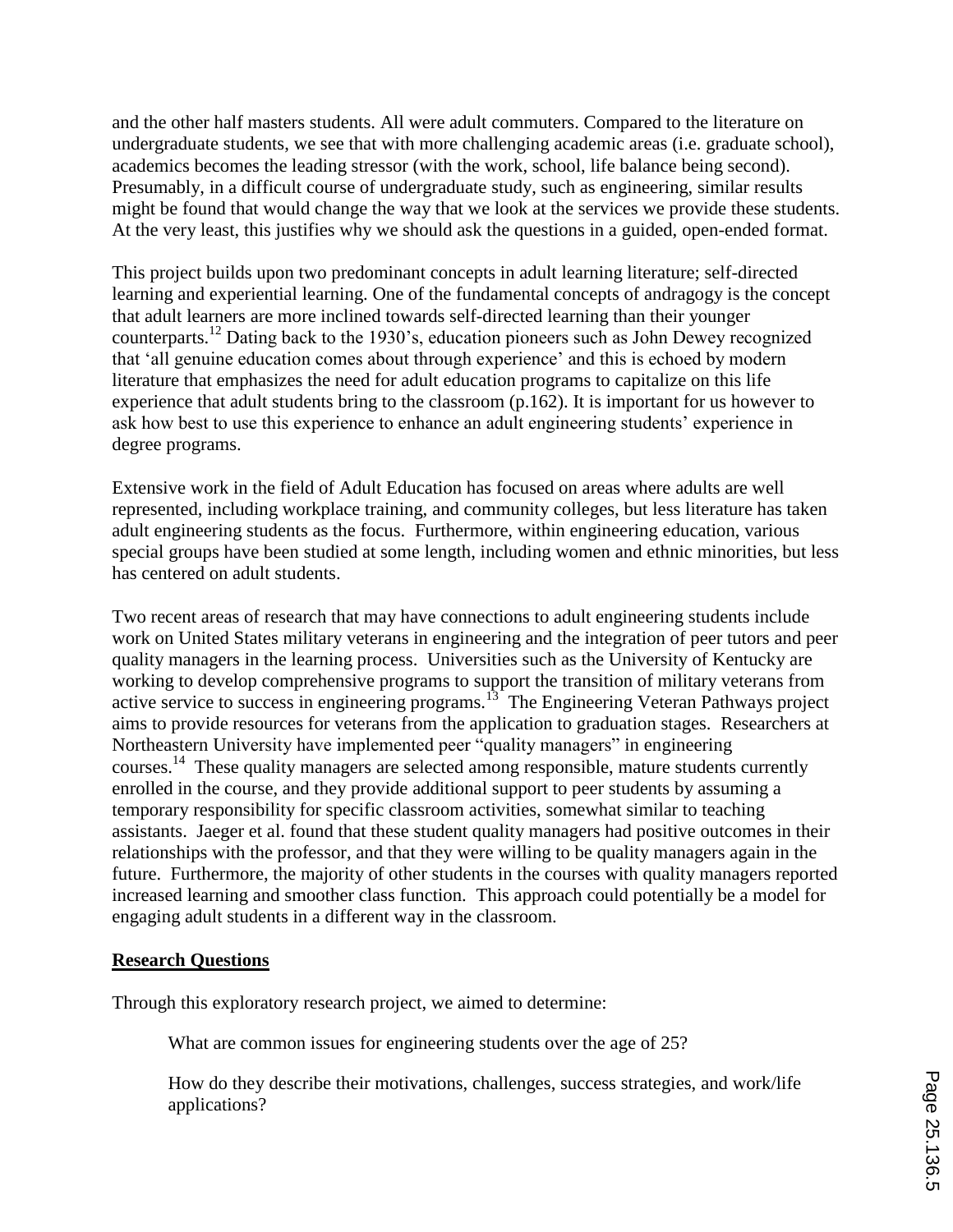and the other half masters students. All were adult commuters. Compared to the literature on undergraduate students, we see that with more challenging academic areas (i.e. graduate school), academics becomes the leading stressor (with the work, school, life balance being second). Presumably, in a difficult course of undergraduate study, such as engineering, similar results might be found that would change the way that we look at the services we provide these students. At the very least, this justifies why we should ask the questions in a guided, open-ended format.

This project builds upon two predominant concepts in adult learning literature; self-directed learning and experiential learning. One of the fundamental concepts of andragogy is the concept that adult learners are more inclined towards self-directed learning than their younger counterparts.[12] Dating back to the 1930's, education pioneers such as John Dewey recognized that 'all genuine education comes about through experience' and this is echoed by modern literature that emphasizes the need for adult education programs to capitalize on this life experience that adult students bring to the classroom (p.162). It is important for us however to ask how best to use this experience to enhance an adult engineering students' experience in degree programs.

Extensive work in the field of Adult Education has focused on areas where adults are well represented, including workplace training, and community colleges, but less literature has taken adult engineering students as the focus. Furthermore, within engineering education, various special groups have been studied at some length, including women and ethnic minorities, but less has centered on adult students.

Two recent areas of research that may have connections to adult engineering students include work on United States military veterans in engineering and the integration of peer tutors and peer quality managers in the learning process. Universities such as the University of Kentucky are working to develop comprehensive programs to support the transition of military veterans from active service to success in engineering programs.[13] The Engineering Veteran Pathways project aims to provide resources for veterans from the application to graduation stages. Researchers at Northeastern University have implemented peer "quality managers" in engineering courses.[14] These quality managers are selected among responsible, mature students currently enrolled in the course, and they provide additional support to peer students by assuming a temporary responsibility for specific classroom activities, somewhat similar to teaching assistants. Jaeger et al. found that these student quality managers had positive outcomes in their relationships with the professor, and that they were willing to be quality managers again in the future. Furthermore, the majority of other students in the courses with quality managers reported increased learning and smoother class function. This approach could potentially be a model for engaging adult students in a different way in the classroom.

## Research Questions

Through this exploratory research project, we aimed to determine:

What are common issues for engineering students over the age of 25?

How do they describe their motivations, challenges, success strategies, and work/life applications?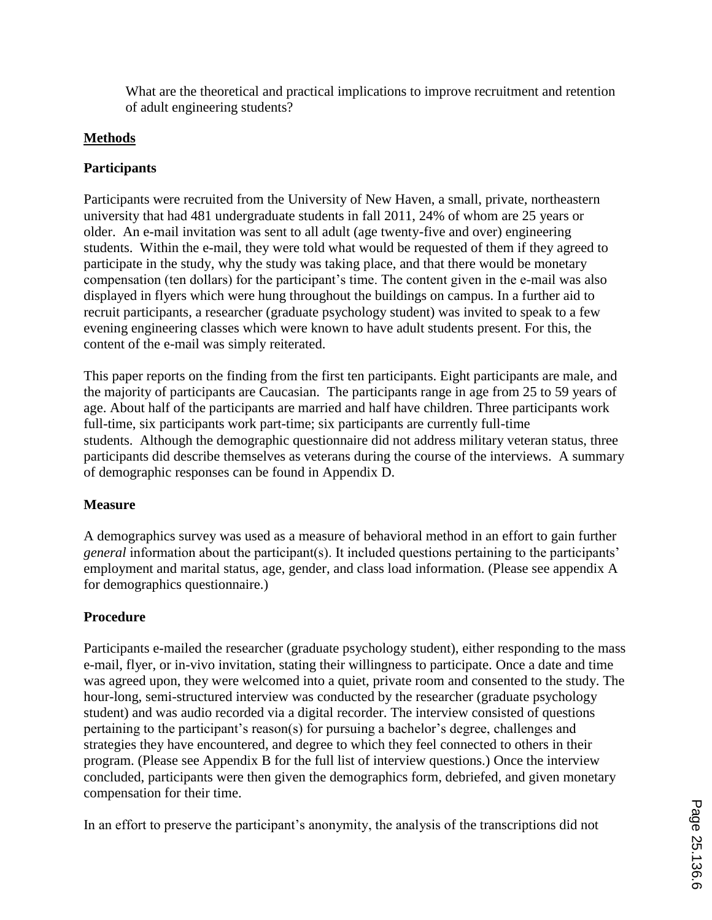What are the theoretical and practical implications to improve recruitment and retention of adult engineering students?

## Methods

### Participants

Participants were recruited from the University of New Haven, a small, private, northeastern university that had 481 undergraduate students in fall 2011, 24% of whom are 25 years or older. An e-mail invitation was sent to all adult (age twenty-five and over) engineering students. Within the e-mail, they were told what would be requested of them if they agreed to participate in the study, why the study was taking place, and that there would be monetary compensation (ten dollars) for the participant's time. The content given in the e-mail was also displayed in flyers which were hung throughout the buildings on campus. In a further aid to recruit participants, a researcher (graduate psychology student) was invited to speak to a few evening engineering classes which were known to have adult students present. For this, the content of the e-mail was simply reiterated.

This paper reports on the finding from the first ten participants. Eight participants are male, and the majority of participants are Caucasian. The participants range in age from 25 to 59 years of age. About half of the participants are married and half have children. Three participants work full-time, six participants work part-time; six participants are currently full-time students. Although the demographic questionnaire did not address military veteran status, three participants did describe themselves as veterans during the course of the interviews. A summary of demographic responses can be found in Appendix D.

### Measure

A demographics survey was used as a measure of behavioral method in an effort to gain further *general* information about the participant(s). It included questions pertaining to the participants' employment and marital status, age, gender, and class load information. (Please see appendix A for demographics questionnaire.)

### Procedure

Participants e-mailed the researcher (graduate psychology student), either responding to the mass e-mail, flyer, or in-vivo invitation, stating their willingness to participate. Once a date and time was agreed upon, they were welcomed into a quiet, private room and consented to the study. The hour-long, semi-structured interview was conducted by the researcher (graduate psychology student) and was audio recorded via a digital recorder. The interview consisted of questions pertaining to the participant's reason(s) for pursuing a bachelor's degree, challenges and strategies they have encountered, and degree to which they feel connected to others in their program. (Please see Appendix B for the full list of interview questions.) Once the interview concluded, participants were then given the demographics form, debriefed, and given monetary compensation for their time.

In an effort to preserve the participant's anonymity, the analysis of the transcriptions did not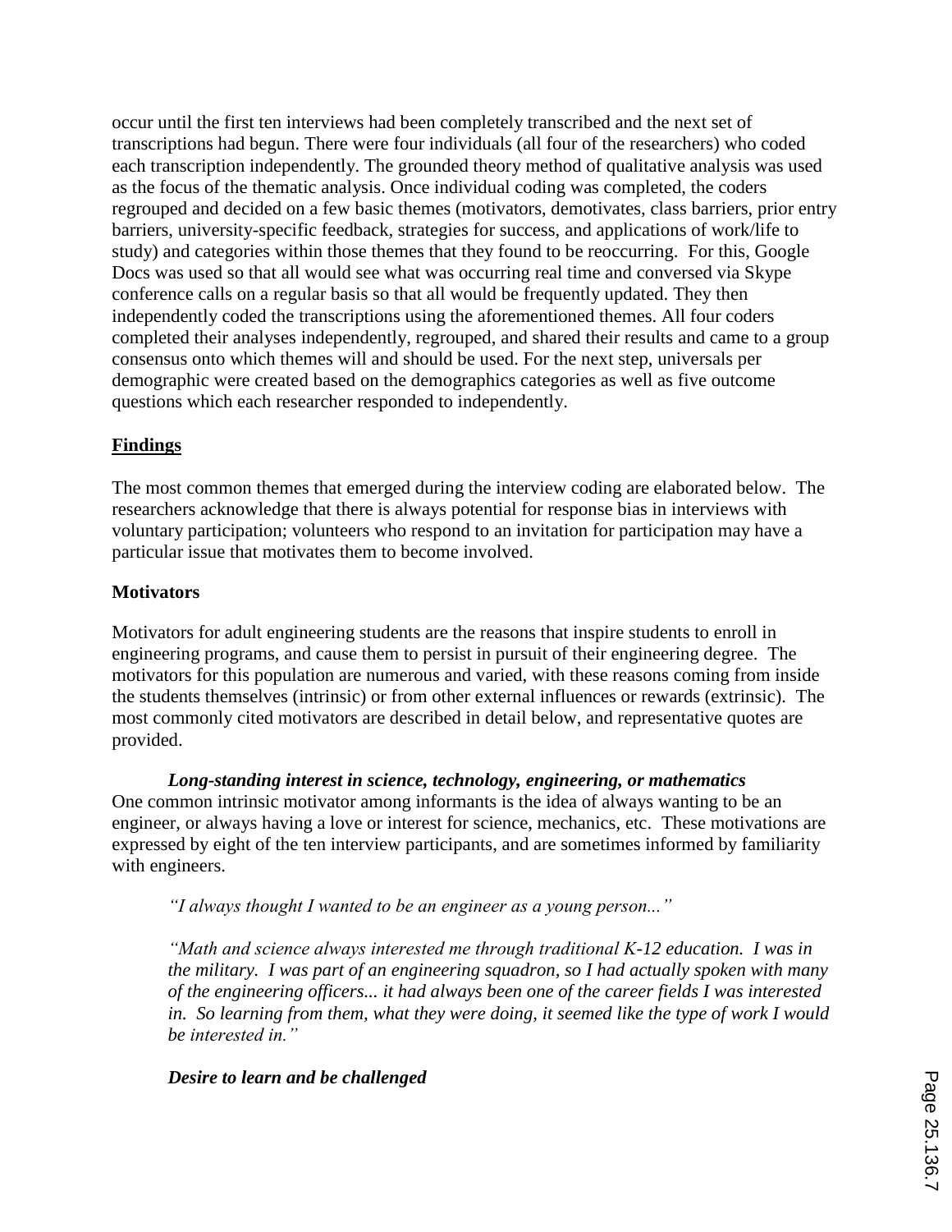occur until the first ten interviews had been completely transcribed and the next set of transcriptions had begun. There were four individuals (all four of the researchers) who coded each transcription independently. The grounded theory method of qualitative analysis was used as the focus of the thematic analysis. Once individual coding was completed, the coders regrouped and decided on a few basic themes (motivators, demotivates, class barriers, prior entry barriers, university-specific feedback, strategies for success, and applications of work/life to study) and categories within those themes that they found to be reoccurring. For this, Google Docs was used so that all would see what was occurring real time and conversed via Skype conference calls on a regular basis so that all would be frequently updated. They then independently coded the transcriptions using the aforementioned themes. All four coders completed their analyses independently, regrouped, and shared their results and came to a group consensus onto which themes will and should be used. For the next step, universals per demographic were created based on the demographics categories as well as five outcome questions which each researcher responded to independently.

## Findings

The most common themes that emerged during the interview coding are elaborated below. The researchers acknowledge that there is always potential for response bias in interviews with voluntary participation; volunteers who respond to an invitation for participation may have a particular issue that motivates them to become involved.

### Motivators

Motivators for adult engineering students are the reasons that inspire students to enroll in engineering programs, and cause them to persist in pursuit of their engineering degree. The motivators for this population are numerous and varied, with these reasons coming from inside the students themselves (intrinsic) or from other external influences or rewards (extrinsic). The most commonly cited motivators are described in detail below, and representative quotes are provided.

#### *Long-standing interest in science, technology, engineering, or mathematics*

One common intrinsic motivator among informants is the idea of always wanting to be an engineer, or always having a love or interest for science, mechanics, etc. These motivations are expressed by eight of the ten interview participants, and are sometimes informed by familiarity with engineers.

> *"I always thought I wanted to be an engineer as a young person..."*
>
> *"Math and science always interested me through traditional K-12 education. I was in the military. I was part of an engineering squadron, so I had actually spoken with many of the engineering officers... it had always been one of the career fields I was interested in. So learning from them, what they were doing, it seemed like the type of work I would be interested in."*

#### *Desire to learn and be challenged*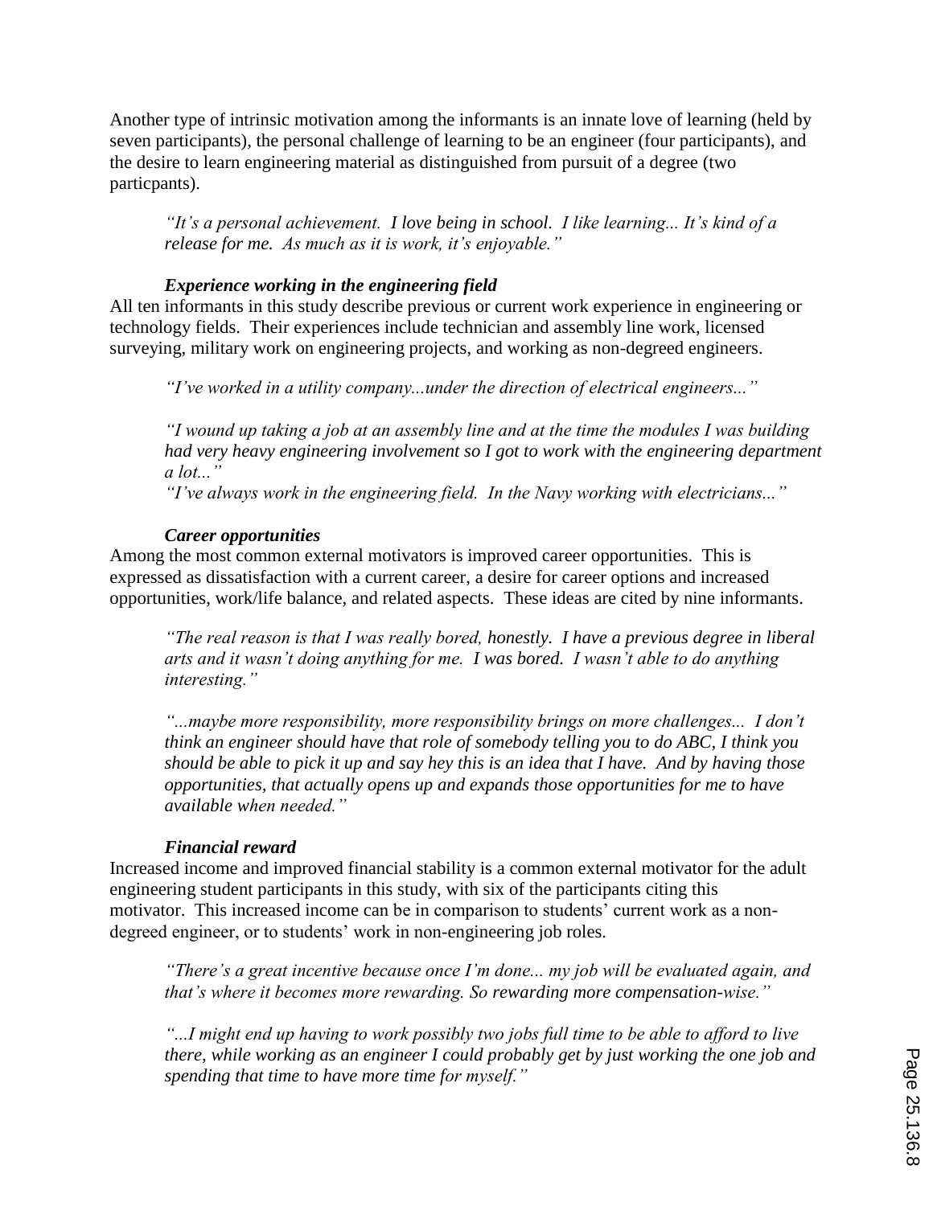Another type of intrinsic motivation among the informants is an innate love of learning (held by seven participants), the personal challenge of learning to be an engineer (four participants), and the desire to learn engineering material as distinguished from pursuit of a degree (two particpants).

> *"It's a personal achievement. I love being in school. I like learning... It's kind of a release for me. As much as it is work, it's enjoyable."*

### *Experience working in the engineering field*

All ten informants in this study describe previous or current work experience in engineering or technology fields. Their experiences include technician and assembly line work, licensed surveying, military work on engineering projects, and working as non-degreed engineers.

> *"I've worked in a utility company...under the direction of electrical engineers..."*

> *"I wound up taking a job at an assembly line and at the time the modules I was building had very heavy engineering involvement so I got to work with the engineering department a lot..."*
> *"I've always work in the engineering field. In the Navy working with electricians..."*

### *Career opportunities*

Among the most common external motivators is improved career opportunities. This is expressed as dissatisfaction with a current career, a desire for career options and increased opportunities, work/life balance, and related aspects. These ideas are cited by nine informants.

> *"The real reason is that I was really bored, honestly. I have a previous degree in liberal arts and it wasn't doing anything for me. I was bored. I wasn't able to do anything interesting."*

> *"...maybe more responsibility, more responsibility brings on more challenges... I don't think an engineer should have that role of somebody telling you to do ABC, I think you should be able to pick it up and say hey this is an idea that I have. And by having those opportunities, that actually opens up and expands those opportunities for me to have available when needed."*

### *Financial reward*

Increased income and improved financial stability is a common external motivator for the adult engineering student participants in this study, with six of the participants citing this motivator. This increased income can be in comparison to students' current work as a non-degreed engineer, or to students' work in non-engineering job roles.

> *"There's a great incentive because once I'm done... my job will be evaluated again, and that's where it becomes more rewarding. So rewarding more compensation-wise."*

> *"...I might end up having to work possibly two jobs full time to be able to afford to live there, while working as an engineer I could probably get by just working the one job and spending that time to have more time for myself."*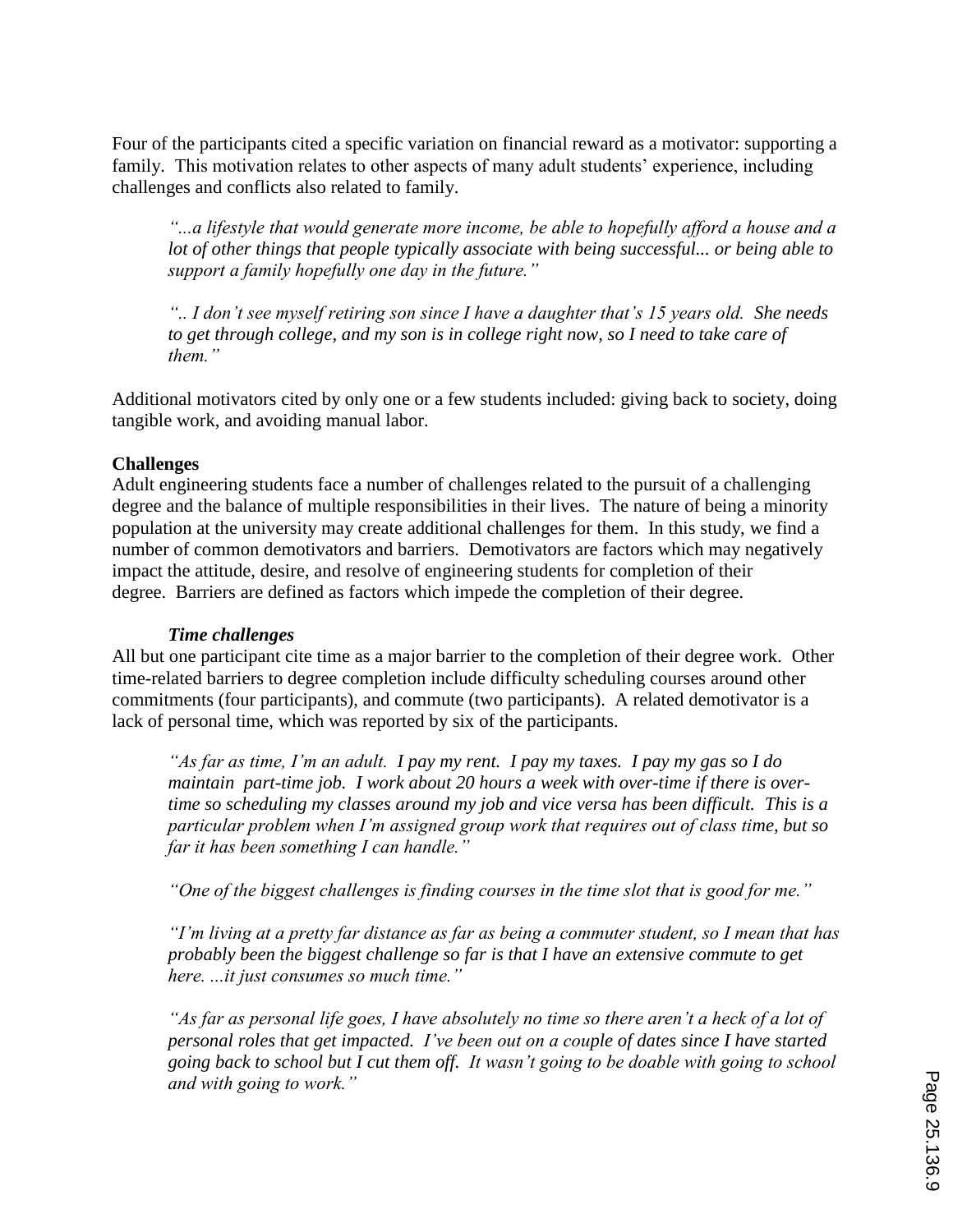Four of the participants cited a specific variation on financial reward as a motivator: supporting a family. This motivation relates to other aspects of many adult students' experience, including challenges and conflicts also related to family.

> *"...a lifestyle that would generate more income, be able to hopefully afford a house and a lot of other things that people typically associate with being successful... or being able to support a family hopefully one day in the future."*

> *".. I don't see myself retiring son since I have a daughter that's 15 years old. She needs to get through college, and my son is in college right now, so I need to take care of them."*

Additional motivators cited by only one or a few students included: giving back to society, doing tangible work, and avoiding manual labor.

**Challenges**

Adult engineering students face a number of challenges related to the pursuit of a challenging degree and the balance of multiple responsibilities in their lives. The nature of being a minority population at the university may create additional challenges for them. In this study, we find a number of common demotivators and barriers. Demotivators are factors which may negatively impact the attitude, desire, and resolve of engineering students for completion of their degree. Barriers are defined as factors which impede the completion of their degree.

***Time challenges***

All but one participant cite time as a major barrier to the completion of their degree work. Other time-related barriers to degree completion include difficulty scheduling courses around other commitments (four participants), and commute (two participants). A related demotivator is a lack of personal time, which was reported by six of the participants.

> *"As far as time, I'm an adult. I pay my rent. I pay my taxes. I pay my gas so I do maintain part-time job. I work about 20 hours a week with over-time if there is over-time so scheduling my classes around my job and vice versa has been difficult. This is a particular problem when I'm assigned group work that requires out of class time, but so far it has been something I can handle."*

> *"One of the biggest challenges is finding courses in the time slot that is good for me."*

> *"I'm living at a pretty far distance as far as being a commuter student, so I mean that has probably been the biggest challenge so far is that I have an extensive commute to get here. ...it just consumes so much time."*

> *"As far as personal life goes, I have absolutely no time so there aren't a heck of a lot of personal roles that get impacted. I've been out on a couple of dates since I have started going back to school but I cut them off. It wasn't going to be doable with going to school and with going to work."*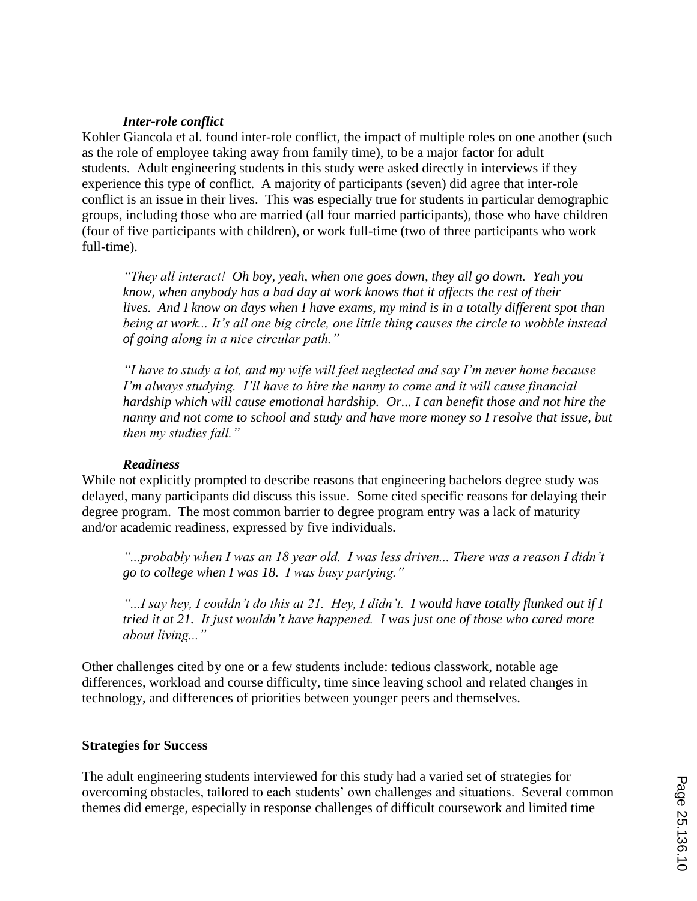#### *Inter-role conflict*

Kohler Giancola et al. found inter-role conflict, the impact of multiple roles on one another (such as the role of employee taking away from family time), to be a major factor for adult students. Adult engineering students in this study were asked directly in interviews if they experience this type of conflict. A majority of participants (seven) did agree that inter-role conflict is an issue in their lives. This was especially true for students in particular demographic groups, including those who are married (all four married participants), those who have children (four of five participants with children), or work full-time (two of three participants who work full-time).

> *"They all interact! Oh boy, yeah, when one goes down, they all go down. Yeah you know, when anybody has a bad day at work knows that it affects the rest of their lives. And I know on days when I have exams, my mind is in a totally different spot than being at work... It's all one big circle, one little thing causes the circle to wobble instead of going along in a nice circular path."*

> *"I have to study a lot, and my wife will feel neglected and say I'm never home because I'm always studying. I'll have to hire the nanny to come and it will cause financial hardship which will cause emotional hardship. Or... I can benefit those and not hire the nanny and not come to school and study and have more money so I resolve that issue, but then my studies fall."*

#### *Readiness*

While not explicitly prompted to describe reasons that engineering bachelors degree study was delayed, many participants did discuss this issue. Some cited specific reasons for delaying their degree program. The most common barrier to degree program entry was a lack of maturity and/or academic readiness, expressed by five individuals.

> *"...probably when I was an 18 year old. I was less driven... There was a reason I didn't go to college when I was 18. I was busy partying."*

> *"...I say hey, I couldn't do this at 21. Hey, I didn't. I would have totally flunked out if I tried it at 21. It just wouldn't have happened. I was just one of those who cared more about living..."*

Other challenges cited by one or a few students include: tedious classwork, notable age differences, workload and course difficulty, time since leaving school and related changes in technology, and differences of priorities between younger peers and themselves.

### **Strategies for Success**

The adult engineering students interviewed for this study had a varied set of strategies for overcoming obstacles, tailored to each students' own challenges and situations. Several common themes did emerge, especially in response challenges of difficult coursework and limited time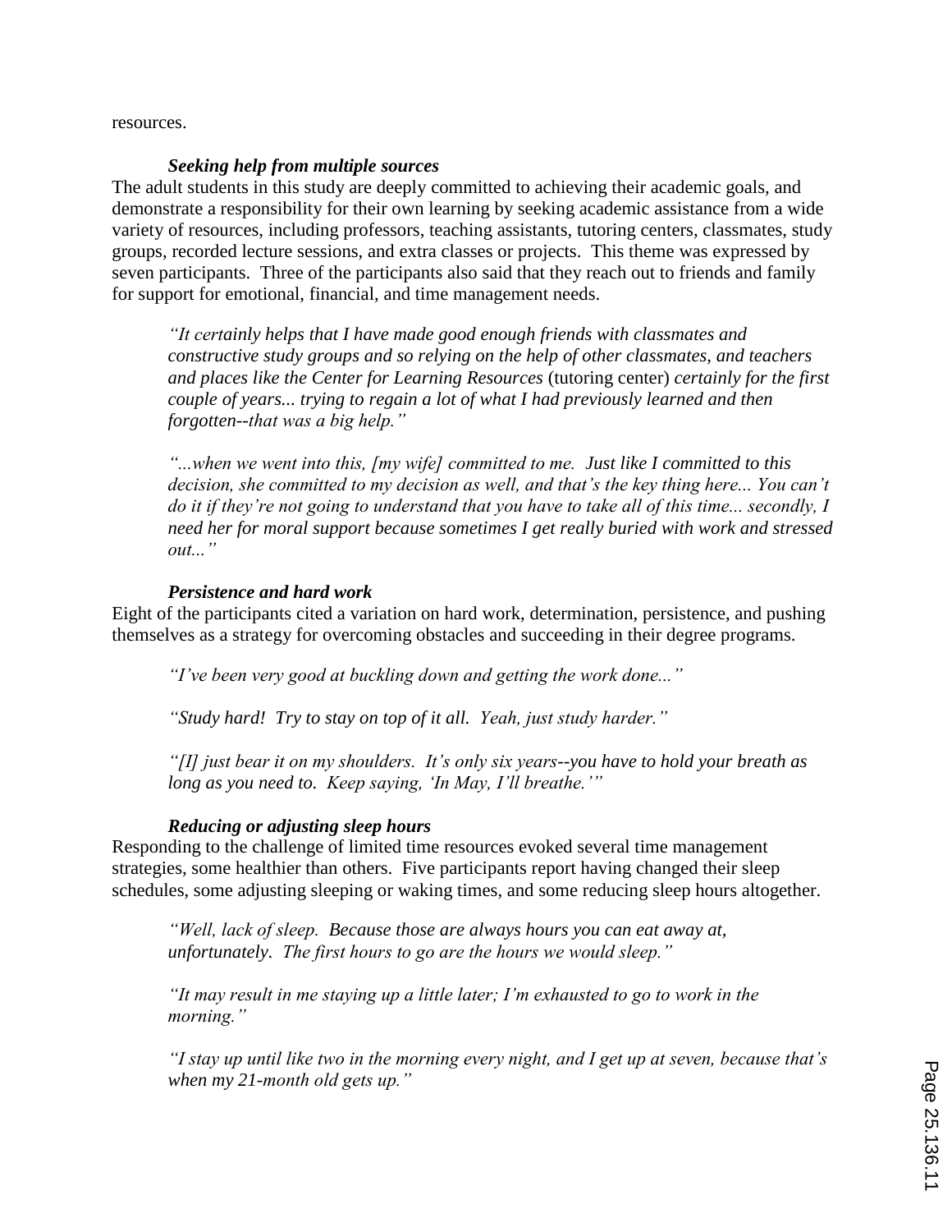resources.

### *Seeking help from multiple sources*

The adult students in this study are deeply committed to achieving their academic goals, and demonstrate a responsibility for their own learning by seeking academic assistance from a wide variety of resources, including professors, teaching assistants, tutoring centers, classmates, study groups, recorded lecture sessions, and extra classes or projects. This theme was expressed by seven participants. Three of the participants also said that they reach out to friends and family for support for emotional, financial, and time management needs.

> *"It certainly helps that I have made good enough friends with classmates and constructive study groups and so relying on the help of other classmates, and teachers and places like the Center for Learning Resources* (tutoring center) *certainly for the first couple of years... trying to regain a lot of what I had previously learned and then forgotten--that was a big help."*

> *"...when we went into this, [my wife] committed to me. Just like I committed to this decision, she committed to my decision as well, and that's the key thing here... You can't do it if they're not going to understand that you have to take all of this time... secondly, I need her for moral support because sometimes I get really buried with work and stressed out..."*

### *Persistence and hard work*

Eight of the participants cited a variation on hard work, determination, persistence, and pushing themselves as a strategy for overcoming obstacles and succeeding in their degree programs.

> *"I've been very good at buckling down and getting the work done..."*

> *"Study hard! Try to stay on top of it all. Yeah, just study harder."*

> *"[I] just bear it on my shoulders. It's only six years--you have to hold your breath as long as you need to. Keep saying, 'In May, I'll breathe.'"*

### *Reducing or adjusting sleep hours*

Responding to the challenge of limited time resources evoked several time management strategies, some healthier than others. Five participants report having changed their sleep schedules, some adjusting sleeping or waking times, and some reducing sleep hours altogether.

> *"Well, lack of sleep. Because those are always hours you can eat away at, unfortunately. The first hours to go are the hours we would sleep."*

> *"It may result in me staying up a little later; I'm exhausted to go to work in the morning."*

> *"I stay up until like two in the morning every night, and I get up at seven, because that's when my 21-month old gets up."*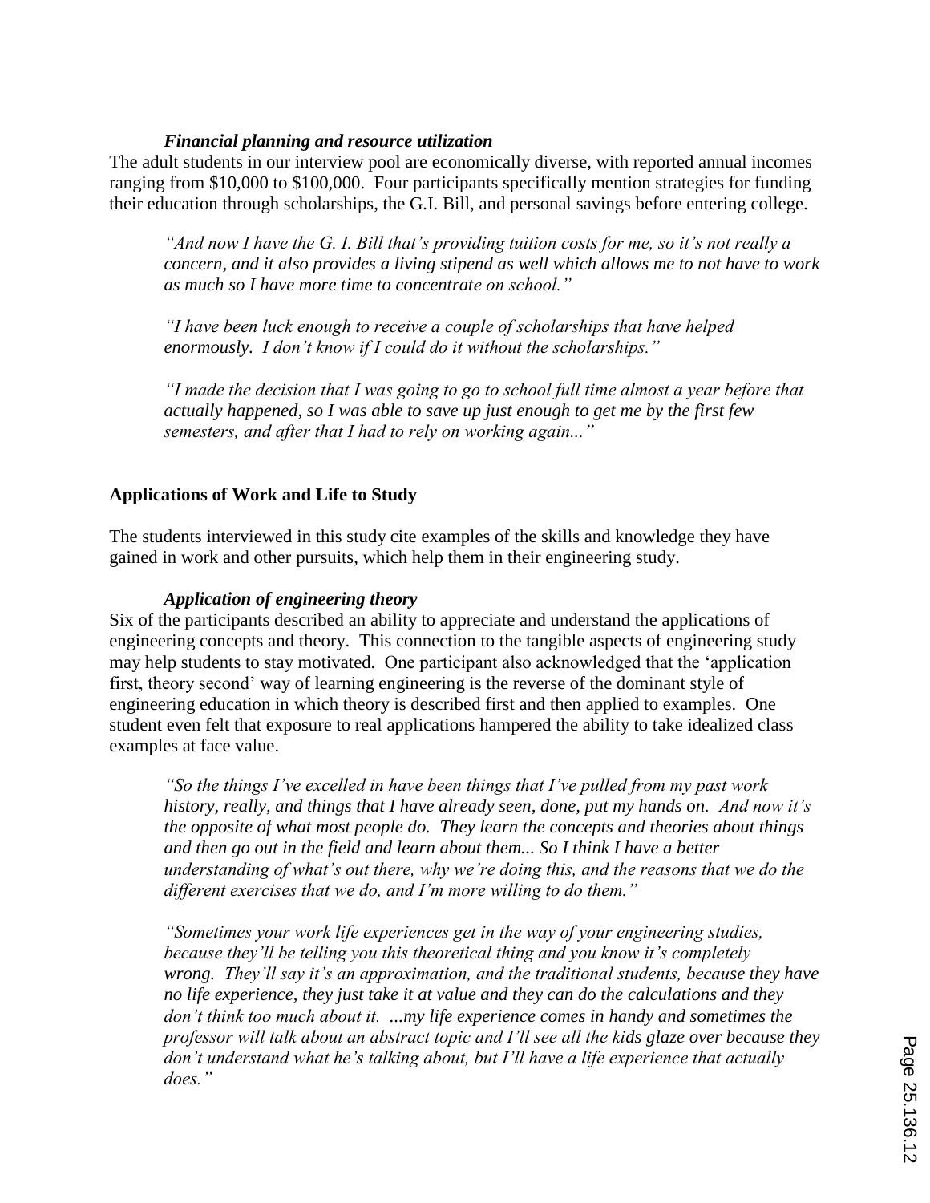#### *Financial planning and resource utilization*

The adult students in our interview pool are economically diverse, with reported annual incomes ranging from \$10,000 to \$100,000. Four participants specifically mention strategies for funding their education through scholarships, the G.I. Bill, and personal savings before entering college.

> *"And now I have the G. I. Bill that's providing tuition costs for me, so it's not really a concern, and it also provides a living stipend as well which allows me to not have to work as much so I have more time to concentrate on school."*

> *"I have been luck enough to receive a couple of scholarships that have helped enormously. I don't know if I could do it without the scholarships."*

> *"I made the decision that I was going to go to school full time almost a year before that actually happened, so I was able to save up just enough to get me by the first few semesters, and after that I had to rely on working again..."*

### Applications of Work and Life to Study

The students interviewed in this study cite examples of the skills and knowledge they have gained in work and other pursuits, which help them in their engineering study.

#### *Application of engineering theory*

Six of the participants described an ability to appreciate and understand the applications of engineering concepts and theory. This connection to the tangible aspects of engineering study may help students to stay motivated. One participant also acknowledged that the 'application first, theory second' way of learning engineering is the reverse of the dominant style of engineering education in which theory is described first and then applied to examples. One student even felt that exposure to real applications hampered the ability to take idealized class examples at face value.

> *"So the things I've excelled in have been things that I've pulled from my past work history, really, and things that I have already seen, done, put my hands on. And now it's the opposite of what most people do. They learn the concepts and theories about things and then go out in the field and learn about them... So I think I have a better understanding of what's out there, why we're doing this, and the reasons that we do the different exercises that we do, and I'm more willing to do them."*

> *"Sometimes your work life experiences get in the way of your engineering studies, because they'll be telling you this theoretical thing and you know it's completely wrong. They'll say it's an approximation, and the traditional students, because they have no life experience, they just take it at value and they can do the calculations and they don't think too much about it. ...my life experience comes in handy and sometimes the professor will talk about an abstract topic and I'll see all the kids glaze over because they don't understand what he's talking about, but I'll have a life experience that actually does."*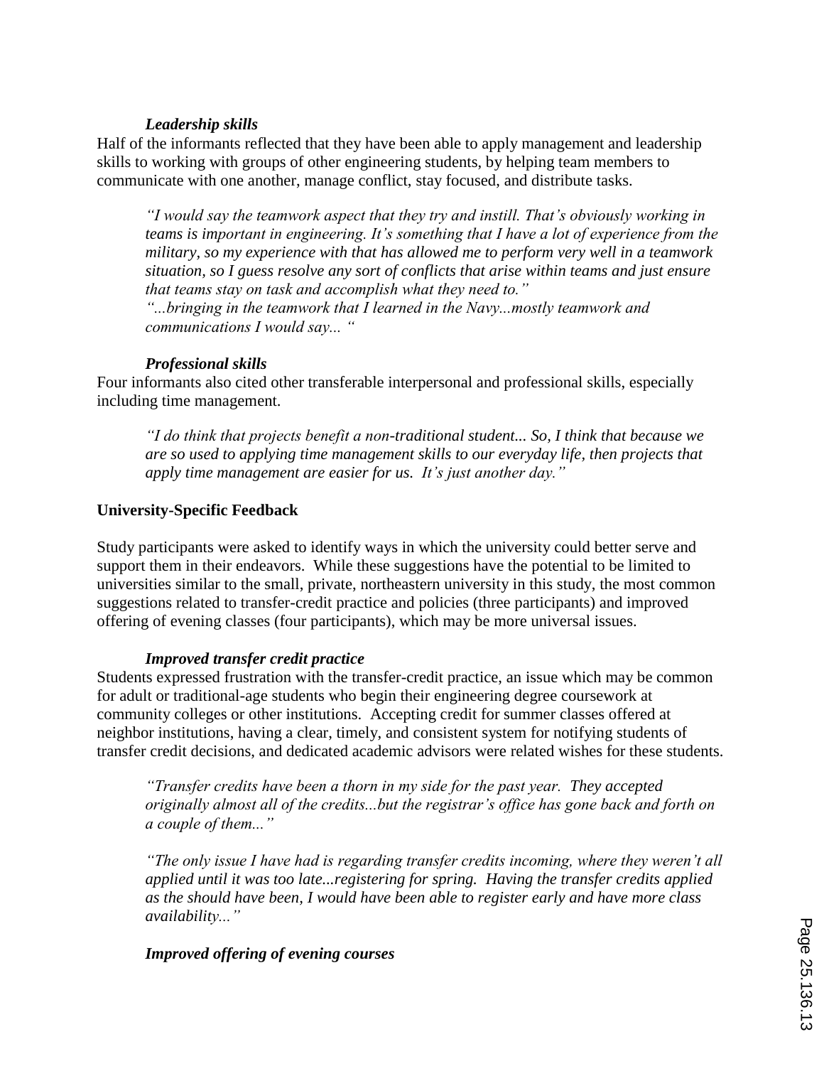### *Leadership skills*

Half of the informants reflected that they have been able to apply management and leadership skills to working with groups of other engineering students, by helping team members to communicate with one another, manage conflict, stay focused, and distribute tasks.

> *"I would say the teamwork aspect that they try and instill. That's obviously working in teams is important in engineering. It's something that I have a lot of experience from the military, so my experience with that has allowed me to perform very well in a teamwork situation, so I guess resolve any sort of conflicts that arise within teams and just ensure that teams stay on task and accomplish what they need to."*
> *"...bringing in the teamwork that I learned in the Navy...mostly teamwork and communications I would say... "*

### *Professional skills*

Four informants also cited other transferable interpersonal and professional skills, especially including time management.

> *"I do think that projects benefit a non-traditional student... So, I think that because we are so used to applying time management skills to our everyday life, then projects that apply time management are easier for us. It's just another day."*

## **University-Specific Feedback**

Study participants were asked to identify ways in which the university could better serve and support them in their endeavors. While these suggestions have the potential to be limited to universities similar to the small, private, northeastern university in this study, the most common suggestions related to transfer-credit practice and policies (three participants) and improved offering of evening classes (four participants), which may be more universal issues.

### *Improved transfer credit practice*

Students expressed frustration with the transfer-credit practice, an issue which may be common for adult or traditional-age students who begin their engineering degree coursework at community colleges or other institutions. Accepting credit for summer classes offered at neighbor institutions, having a clear, timely, and consistent system for notifying students of transfer credit decisions, and dedicated academic advisors were related wishes for these students.

> *"Transfer credits have been a thorn in my side for the past year. They accepted originally almost all of the credits...but the registrar's office has gone back and forth on a couple of them..."*

> *"The only issue I have had is regarding transfer credits incoming, where they weren't all applied until it was too late...registering for spring. Having the transfer credits applied as the should have been, I would have been able to register early and have more class availability..."*

### *Improved offering of evening courses*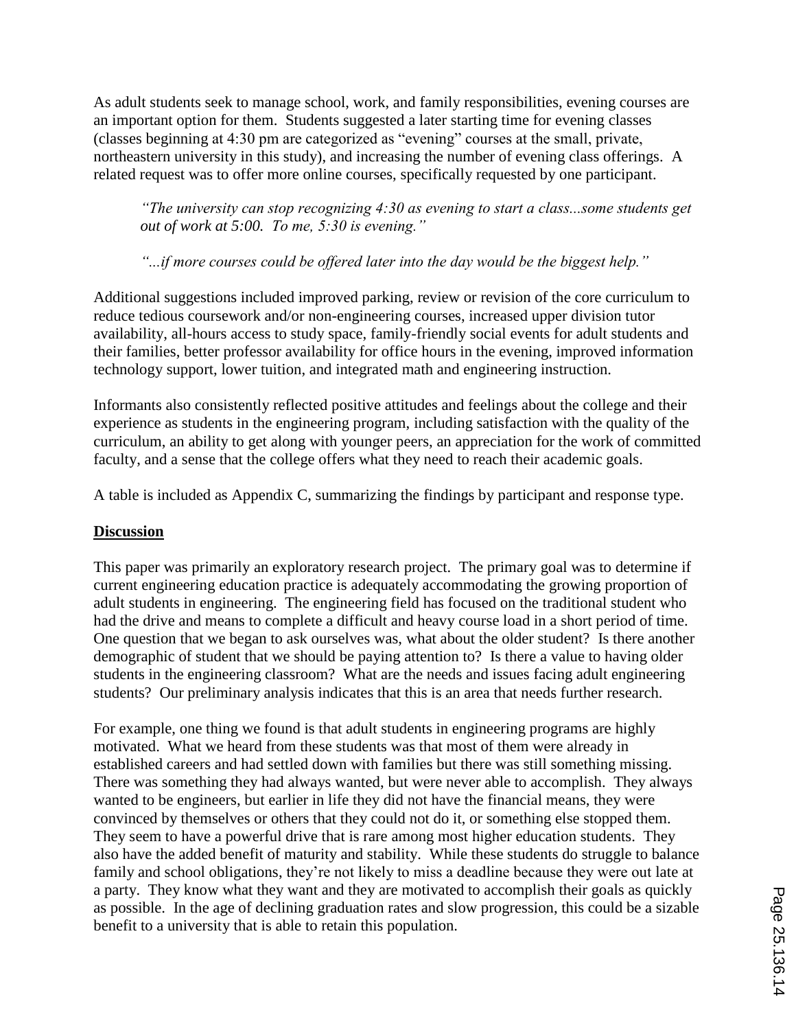As adult students seek to manage school, work, and family responsibilities, evening courses are an important option for them. Students suggested a later starting time for evening classes (classes beginning at 4:30 pm are categorized as "evening" courses at the small, private, northeastern university in this study), and increasing the number of evening class offerings. A related request was to offer more online courses, specifically requested by one participant.

> *"The university can stop recognizing 4:30 as evening to start a class...some students get out of work at 5:00. To me, 5:30 is evening."*
>
> *"...if more courses could be offered later into the day would be the biggest help."*

Additional suggestions included improved parking, review or revision of the core curriculum to reduce tedious coursework and/or non-engineering courses, increased upper division tutor availability, all-hours access to study space, family-friendly social events for adult students and their families, better professor availability for office hours in the evening, improved information technology support, lower tuition, and integrated math and engineering instruction.

Informants also consistently reflected positive attitudes and feelings about the college and their experience as students in the engineering program, including satisfaction with the quality of the curriculum, an ability to get along with younger peers, an appreciation for the work of committed faculty, and a sense that the college offers what they need to reach their academic goals.

A table is included as Appendix C, summarizing the findings by participant and response type.

## Discussion

This paper was primarily an exploratory research project. The primary goal was to determine if current engineering education practice is adequately accommodating the growing proportion of adult students in engineering. The engineering field has focused on the traditional student who had the drive and means to complete a difficult and heavy course load in a short period of time. One question that we began to ask ourselves was, what about the older student? Is there another demographic of student that we should be paying attention to? Is there a value to having older students in the engineering classroom? What are the needs and issues facing adult engineering students? Our preliminary analysis indicates that this is an area that needs further research.

For example, one thing we found is that adult students in engineering programs are highly motivated. What we heard from these students was that most of them were already in established careers and had settled down with families but there was still something missing. There was something they had always wanted, but were never able to accomplish. They always wanted to be engineers, but earlier in life they did not have the financial means, they were convinced by themselves or others that they could not do it, or something else stopped them. They seem to have a powerful drive that is rare among most higher education students. They also have the added benefit of maturity and stability. While these students do struggle to balance family and school obligations, they're not likely to miss a deadline because they were out late at a party. They know what they want and they are motivated to accomplish their goals as quickly as possible. In the age of declining graduation rates and slow progression, this could be a sizable benefit to a university that is able to retain this population.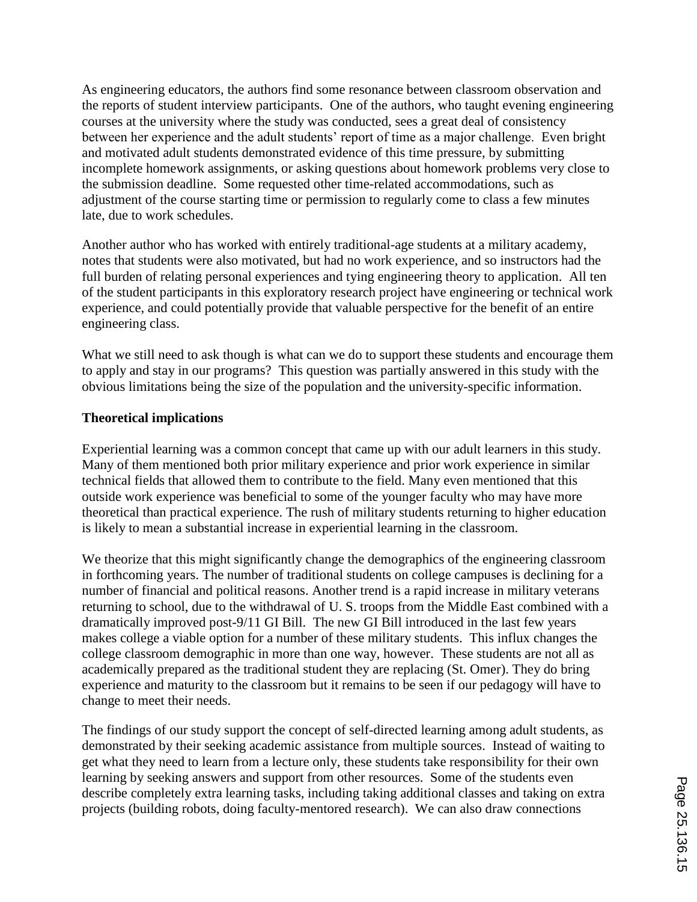As engineering educators, the authors find some resonance between classroom observation and the reports of student interview participants. One of the authors, who taught evening engineering courses at the university where the study was conducted, sees a great deal of consistency between her experience and the adult students' report of time as a major challenge. Even bright and motivated adult students demonstrated evidence of this time pressure, by submitting incomplete homework assignments, or asking questions about homework problems very close to the submission deadline. Some requested other time-related accommodations, such as adjustment of the course starting time or permission to regularly come to class a few minutes late, due to work schedules.

Another author who has worked with entirely traditional-age students at a military academy, notes that students were also motivated, but had no work experience, and so instructors had the full burden of relating personal experiences and tying engineering theory to application. All ten of the student participants in this exploratory research project have engineering or technical work experience, and could potentially provide that valuable perspective for the benefit of an entire engineering class.

What we still need to ask though is what can we do to support these students and encourage them to apply and stay in our programs? This question was partially answered in this study with the obvious limitations being the size of the population and the university-specific information.

**Theoretical implications**

Experiential learning was a common concept that came up with our adult learners in this study. Many of them mentioned both prior military experience and prior work experience in similar technical fields that allowed them to contribute to the field. Many even mentioned that this outside work experience was beneficial to some of the younger faculty who may have more theoretical than practical experience. The rush of military students returning to higher education is likely to mean a substantial increase in experiential learning in the classroom.

We theorize that this might significantly change the demographics of the engineering classroom in forthcoming years. The number of traditional students on college campuses is declining for a number of financial and political reasons. Another trend is a rapid increase in military veterans returning to school, due to the withdrawal of U. S. troops from the Middle East combined with a dramatically improved post-9/11 GI Bill. The new GI Bill introduced in the last few years makes college a viable option for a number of these military students. This influx changes the college classroom demographic in more than one way, however. These students are not all as academically prepared as the traditional student they are replacing (St. Omer). They do bring experience and maturity to the classroom but it remains to be seen if our pedagogy will have to change to meet their needs.

The findings of our study support the concept of self-directed learning among adult students, as demonstrated by their seeking academic assistance from multiple sources. Instead of waiting to get what they need to learn from a lecture only, these students take responsibility for their own learning by seeking answers and support from other resources. Some of the students even describe completely extra learning tasks, including taking additional classes and taking on extra projects (building robots, doing faculty-mentored research). We can also draw connections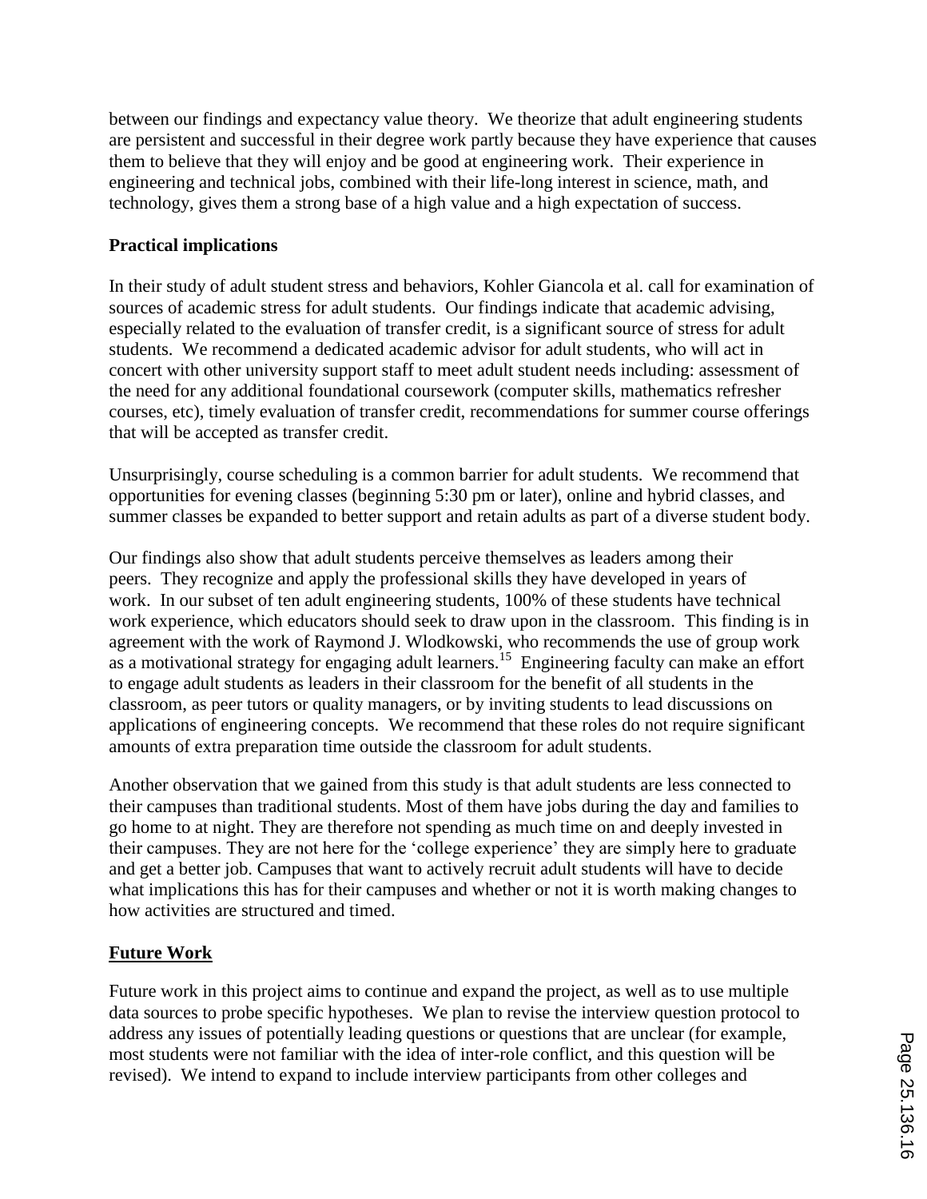between our findings and expectancy value theory. We theorize that adult engineering students are persistent and successful in their degree work partly because they have experience that causes them to believe that they will enjoy and be good at engineering work. Their experience in engineering and technical jobs, combined with their life-long interest in science, math, and technology, gives them a strong base of a high value and a high expectation of success.

**Practical implications**

In their study of adult student stress and behaviors, Kohler Giancola et al. call for examination of sources of academic stress for adult students. Our findings indicate that academic advising, especially related to the evaluation of transfer credit, is a significant source of stress for adult students. We recommend a dedicated academic advisor for adult students, who will act in concert with other university support staff to meet adult student needs including: assessment of the need for any additional foundational coursework (computer skills, mathematics refresher courses, etc), timely evaluation of transfer credit, recommendations for summer course offerings that will be accepted as transfer credit.

Unsurprisingly, course scheduling is a common barrier for adult students. We recommend that opportunities for evening classes (beginning 5:30 pm or later), online and hybrid classes, and summer classes be expanded to better support and retain adults as part of a diverse student body.

Our findings also show that adult students perceive themselves as leaders among their peers. They recognize and apply the professional skills they have developed in years of work. In our subset of ten adult engineering students, 100% of these students have technical work experience, which educators should seek to draw upon in the classroom. This finding is in agreement with the work of Raymond J. Wlodkowski, who recommends the use of group work as a motivational strategy for engaging adult learners.[15] Engineering faculty can make an effort to engage adult students as leaders in their classroom for the benefit of all students in the classroom, as peer tutors or quality managers, or by inviting students to lead discussions on applications of engineering concepts. We recommend that these roles do not require significant amounts of extra preparation time outside the classroom for adult students.

Another observation that we gained from this study is that adult students are less connected to their campuses than traditional students. Most of them have jobs during the day and families to go home to at night. They are therefore not spending as much time on and deeply invested in their campuses. They are not here for the 'college experience' they are simply here to graduate and get a better job. Campuses that want to actively recruit adult students will have to decide what implications this has for their campuses and whether or not it is worth making changes to how activities are structured and timed.

## Future Work

Future work in this project aims to continue and expand the project, as well as to use multiple data sources to probe specific hypotheses. We plan to revise the interview question protocol to address any issues of potentially leading questions or questions that are unclear (for example, most students were not familiar with the idea of inter-role conflict, and this question will be revised). We intend to expand to include interview participants from other colleges and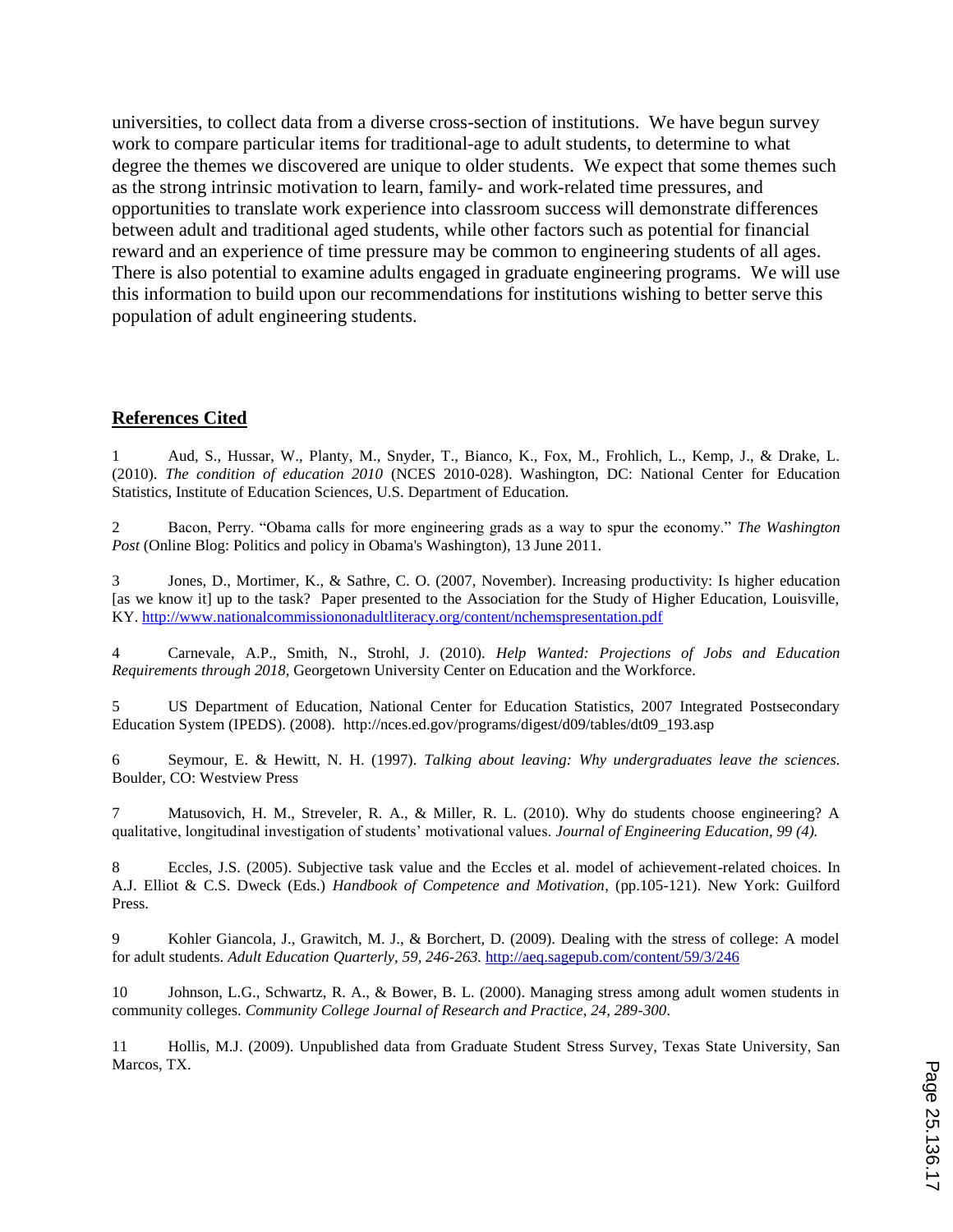universities, to collect data from a diverse cross-section of institutions. We have begun survey work to compare particular items for traditional-age to adult students, to determine to what degree the themes we discovered are unique to older students. We expect that some themes such as the strong intrinsic motivation to learn, family- and work-related time pressures, and opportunities to translate work experience into classroom success will demonstrate differences between adult and traditional aged students, while other factors such as potential for financial reward and an experience of time pressure may be common to engineering students of all ages. There is also potential to examine adults engaged in graduate engineering programs. We will use this information to build upon our recommendations for institutions wishing to better serve this population of adult engineering students.

## References Cited

1 Aud, S., Hussar, W., Planty, M., Snyder, T., Bianco, K., Fox, M., Frohlich, L., Kemp, J., & Drake, L. (2010). *The condition of education 2010* (NCES 2010-028). Washington, DC: National Center for Education Statistics, Institute of Education Sciences, U.S. Department of Education.

2 Bacon, Perry. "Obama calls for more engineering grads as a way to spur the economy." *The Washington Post* (Online Blog: Politics and policy in Obama's Washington), 13 June 2011.

3 Jones, D., Mortimer, K., & Sathre, C. O. (2007, November). Increasing productivity: Is higher education [as we know it] up to the task? Paper presented to the Association for the Study of Higher Education, Louisville, KY. http://www.nationalcommissiononadultliteracy.org/content/nchemspresentation.pdf

4 Carnevale, A.P., Smith, N., Strohl, J. (2010). *Help Wanted: Projections of Jobs and Education Requirements through 2018*, Georgetown University Center on Education and the Workforce.

5 US Department of Education, National Center for Education Statistics, 2007 Integrated Postsecondary Education System (IPEDS). (2008). http://nces.ed.gov/programs/digest/d09/tables/dt09_193.asp

6 Seymour, E. & Hewitt, N. H. (1997). *Talking about leaving: Why undergraduates leave the sciences.* Boulder, CO: Westview Press

7 Matusovich, H. M., Streveler, R. A., & Miller, R. L. (2010). Why do students choose engineering? A qualitative, longitudinal investigation of students' motivational values. *Journal of Engineering Education, 99 (4).*

8 Eccles, J.S. (2005). Subjective task value and the Eccles et al. model of achievement-related choices. In A.J. Elliot & C.S. Dweck (Eds.) *Handbook of Competence and Motivation*, (pp.105-121). New York: Guilford Press.

9 Kohler Giancola, J., Grawitch, M. J., & Borchert, D. (2009). Dealing with the stress of college: A model for adult students. *Adult Education Quarterly, 59, 246-263.* http://aeq.sagepub.com/content/59/3/246

10 Johnson, L.G., Schwartz, R. A., & Bower, B. L. (2000). Managing stress among adult women students in community colleges. *Community College Journal of Research and Practice, 24, 289-300*.

11 Hollis, M.J. (2009). Unpublished data from Graduate Student Stress Survey, Texas State University, San Marcos, TX.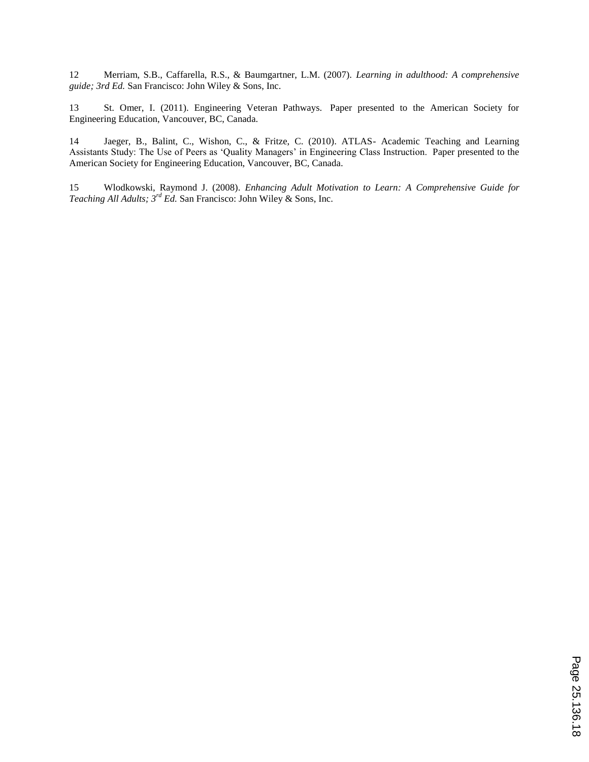12 Merriam, S.B., Caffarella, R.S., & Baumgartner, L.M. (2007). *Learning in adulthood: A comprehensive guide; 3rd Ed.* San Francisco: John Wiley & Sons, Inc.

13 St. Omer, I. (2011). Engineering Veteran Pathways. Paper presented to the American Society for Engineering Education, Vancouver, BC, Canada.

14 Jaeger, B., Balint, C., Wishon, C., & Fritze, C. (2010). ATLAS- Academic Teaching and Learning Assistants Study: The Use of Peers as 'Quality Managers' in Engineering Class Instruction. Paper presented to the American Society for Engineering Education, Vancouver, BC, Canada.

15 Wlodkowski, Raymond J. (2008). *Enhancing Adult Motivation to Learn: A Comprehensive Guide for Teaching All Adults; 3rd Ed.* San Francisco: John Wiley & Sons, Inc.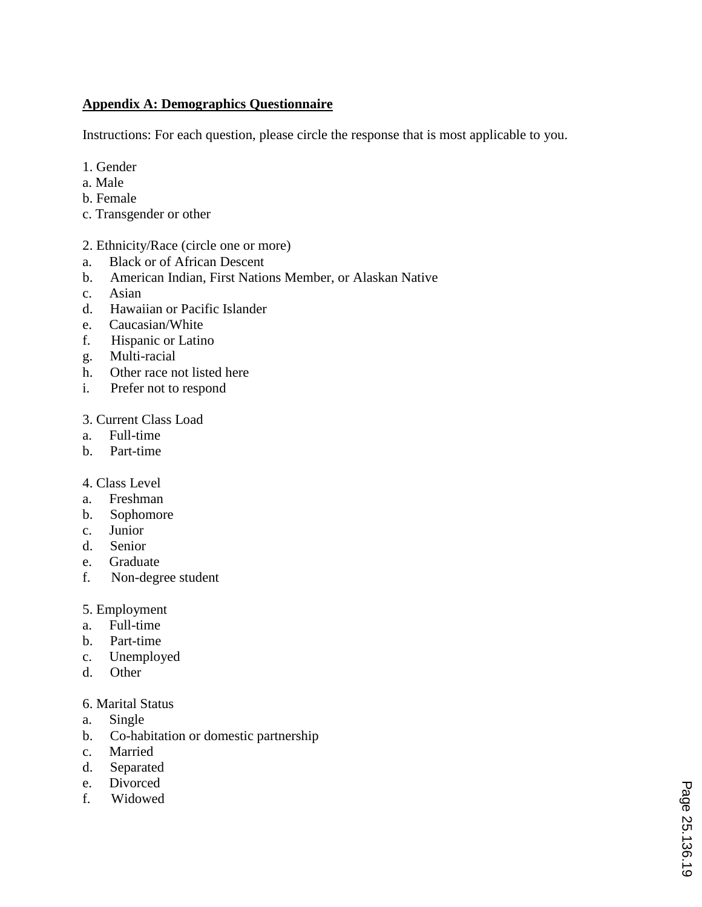**Appendix A: Demographics Questionnaire**

Instructions: For each question, please circle the response that is most applicable to you.

1. Gender
a. Male
b. Female
c. Transgender or other

2. Ethnicity/Race (circle one or more)
a. Black or of African Descent
b. American Indian, First Nations Member, or Alaskan Native
c. Asian
d. Hawaiian or Pacific Islander
e. Caucasian/White
f. Hispanic or Latino
g. Multi-racial
h. Other race not listed here
i. Prefer not to respond

3. Current Class Load
a. Full-time
b. Part-time

4. Class Level
a. Freshman
b. Sophomore
c. Junior
d. Senior
e. Graduate
f. Non-degree student

5. Employment
a. Full-time
b. Part-time
c. Unemployed
d. Other

6. Marital Status
a. Single
b. Co-habitation or domestic partnership
c. Married
d. Separated
e. Divorced
f. Widowed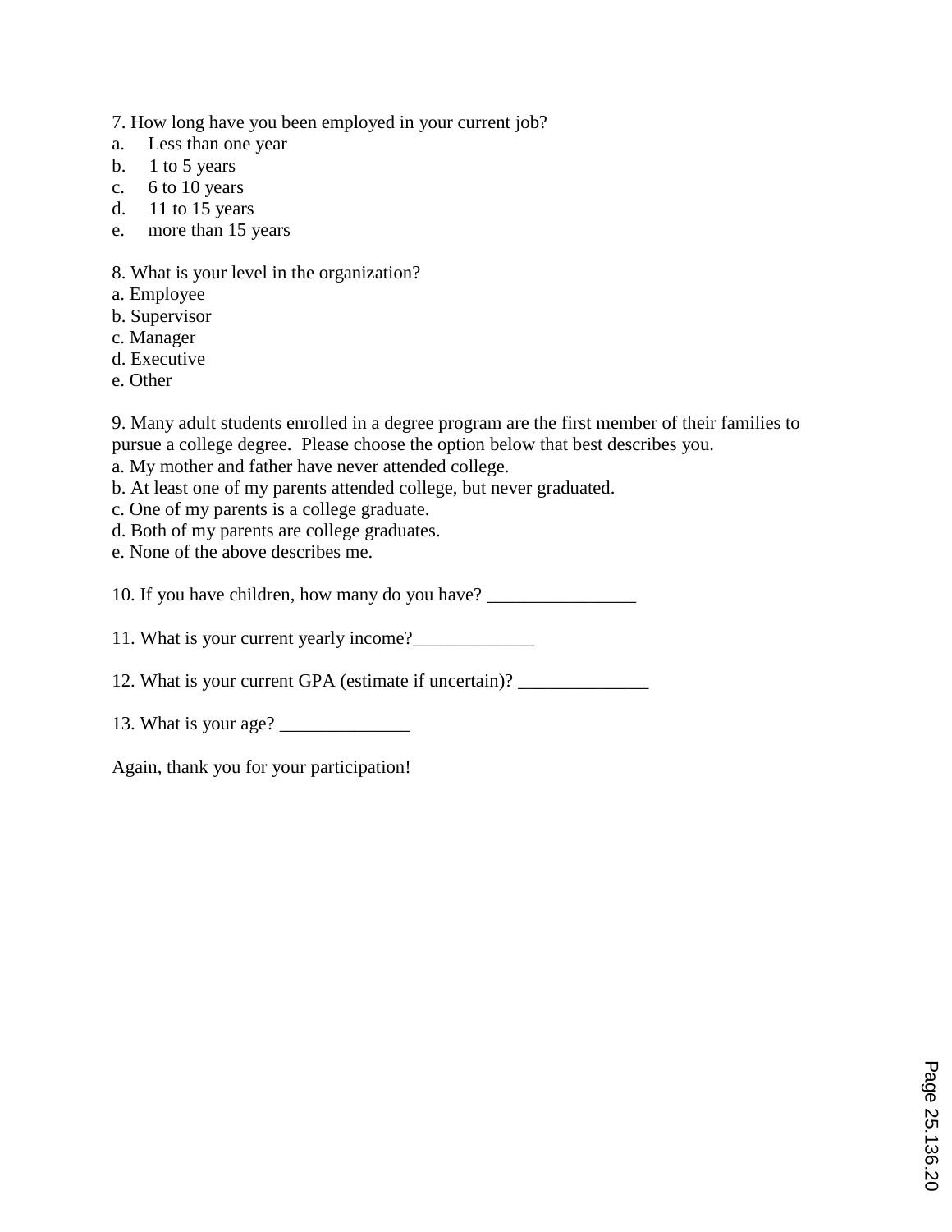7. How long have you been employed in your current job?

a. Less than one year
b. 1 to 5 years
c. 6 to 10 years
d. 11 to 15 years
e. more than 15 years

8. What is your level in the organization?

a. Employee
b. Supervisor
c. Manager
d. Executive
e. Other

9. Many adult students enrolled in a degree program are the first member of their families to pursue a college degree. Please choose the option below that best describes you.

a. My mother and father have never attended college.
b. At least one of my parents attended college, but never graduated.
c. One of my parents is a college graduate.
d. Both of my parents are college graduates.
e. None of the above describes me.

10. If you have children, how many do you have? ________________

11. What is your current yearly income?_____________

12. What is your current GPA (estimate if uncertain)? ______________

13. What is your age? ______________

Again, thank you for your participation!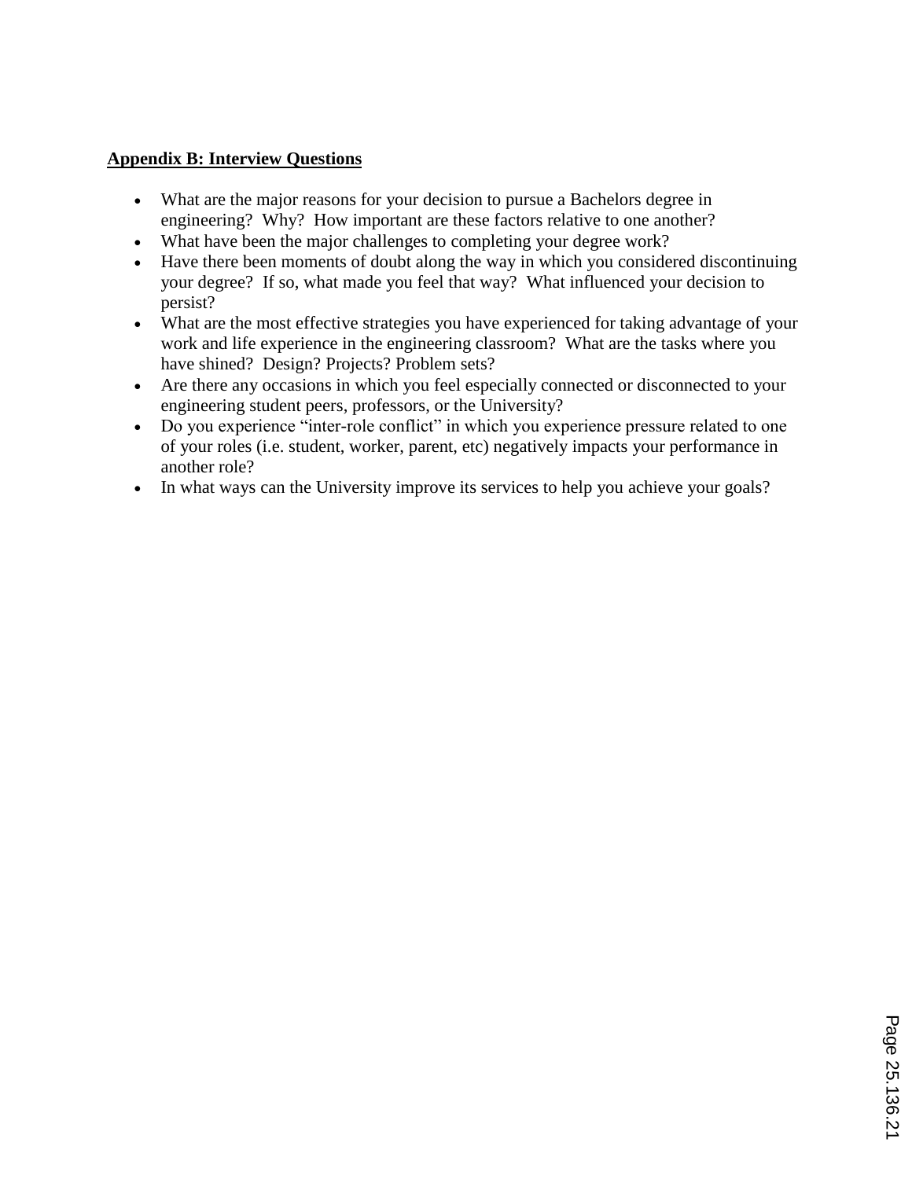**Appendix B: Interview Questions**

- What are the major reasons for your decision to pursue a Bachelors degree in engineering? Why? How important are these factors relative to one another?
- What have been the major challenges to completing your degree work?
- Have there been moments of doubt along the way in which you considered discontinuing your degree? If so, what made you feel that way? What influenced your decision to persist?
- What are the most effective strategies you have experienced for taking advantage of your work and life experience in the engineering classroom? What are the tasks where you have shined? Design? Projects? Problem sets?
- Are there any occasions in which you feel especially connected or disconnected to your engineering student peers, professors, or the University?
- Do you experience "inter-role conflict" in which you experience pressure related to one of your roles (i.e. student, worker, parent, etc) negatively impacts your performance in another role?
- In what ways can the University improve its services to help you achieve your goals?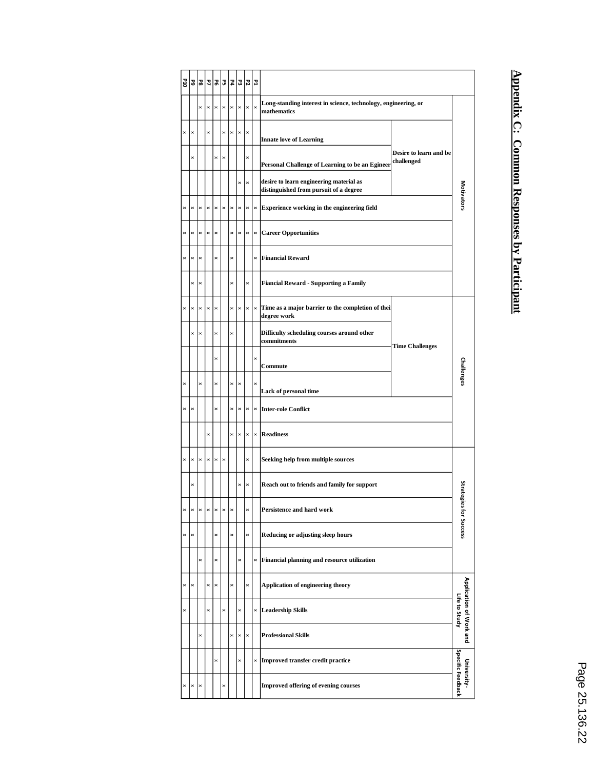# Appendix C: Common Responses by Participant

| Category | Subcategory | Response | P1 | P2 | P3 | P4 | P5 | P6 | P7 | P8 | P9 | P10 |
|---|---|---|---|---|---|---|---|---|---|---|---|---|
| Motivators | | Long-standing interest in science, technology, engineering, or mathematics | x | x | x | x | x | x | x | x | | |
| | Desire to learn and be challenged | Innate love of Learning | | x | x | x | x | | x | | x | x |
| | | Personal Challenge of Learning to be an Egineer | | x | | | x | x | | | x | |
| | | desire to learn engineering material as distinguished from pursuit of a degree | | x | x | | | | | | | |
| | | Experience working in the engineering field | x | x | x | x | x | x | x | x | x | x |
| | | Career Opportunities | x | x | x | x | | x | x | x | x | x |
| | | Financial Reward | x | | | x | | x | | x | x | x |
| | | Fiancial Reward - Supporting a Family | | x | | x | | | | x | x | |
| Challenges | Time Challenges | Time as a major barrier to the completion of thei degree work | x | x | x | x | | x | x | x | x | x |
| | | Difficulty scheduling courses around other commitments | | | | x | | x | | x | x | |
| | | Commute | x | | | | | x | | | | |
| | | Lack of personal time | x | | x | x | | x | | x | | x |
| | | Inter-role Conflict | x | x | x | x | | x | | | x | x |
| | | Readiness | x | x | x | x | | | x | | | |
| Strategies for Success | | Seeking help from multiple sources | | x | | | x | x | x | x | x | x |
| | | Reach out to friends and family for support | | x | x | | | | | | x | |
| | | Persistence and hard work | | x | | x | x | x | x | x | x | x |
| | | Reducing or adjusting sleep hours | | x | | x | | x | | | x | x |
| | | Financial planning and resource utilization | x | | x | | | x | | x | | |
| Application of Work and Life to Study | | Application of engineering theory | | x | | x | | x | x | | x | x |
| | | Leadership Skills | x | | x | | x | | x | | | x |
| | | Professional Skills | | x | x | x | | | | x | | |
| University-Specific Feedback | | Improved transfer credit practice | x | | x | | | x | | | | |
| | | Improved offering of evening courses | | | | | x | | | x | x | x |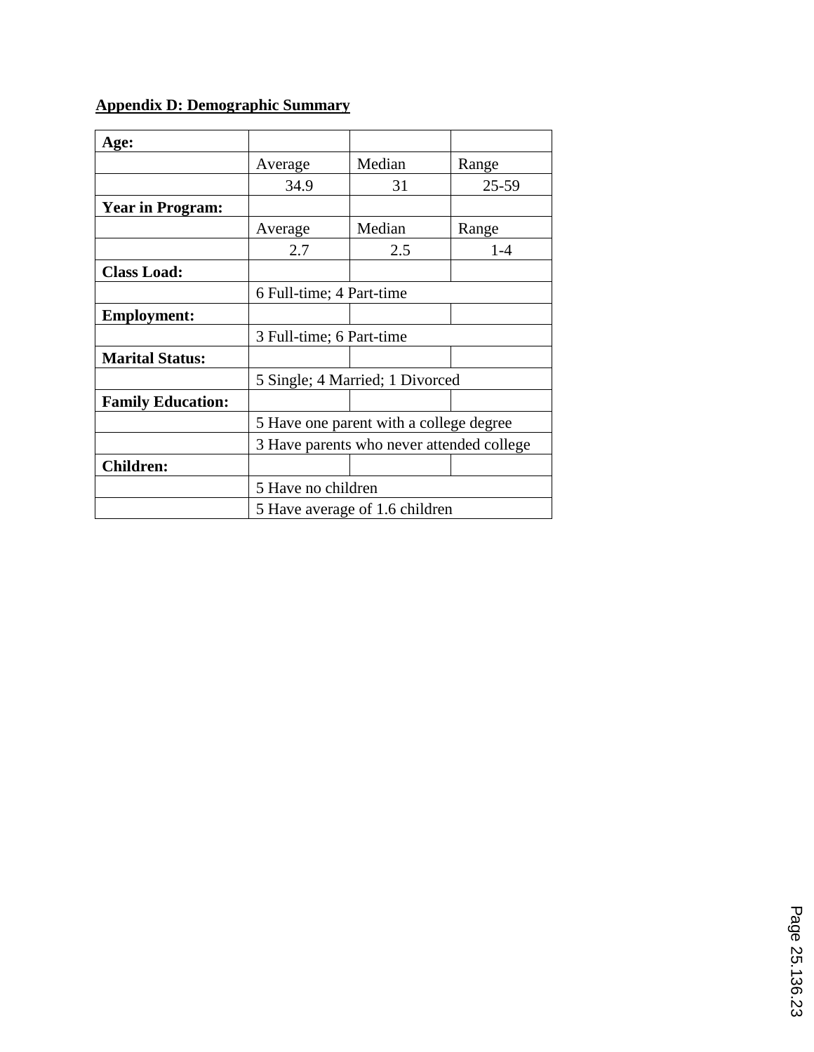**Appendix D: Demographic Summary**

| | | | |
|---|---|---|---|
| **Age:** | | | |
| | Average | Median | Range |
| | 34.9 | 31 | 25-59 |
| **Year in Program:** | | | |
| | Average | Median | Range |
| | 2.7 | 2.5 | 1-4 |
| **Class Load:** | | | |
| | 6 Full-time; 4 Part-time | | |
| **Employment:** | | | |
| | 3 Full-time; 6 Part-time | | |
| **Marital Status:** | | | |
| | 5 Single; 4 Married; 1 Divorced | | |
| **Family Education:** | | | |
| | 5 Have one parent with a college degree | | |
| | 3 Have parents who never attended college | | |
| **Children:** | | | |
| | 5 Have no children | | |
| | 5 Have average of 1.6 children | | |